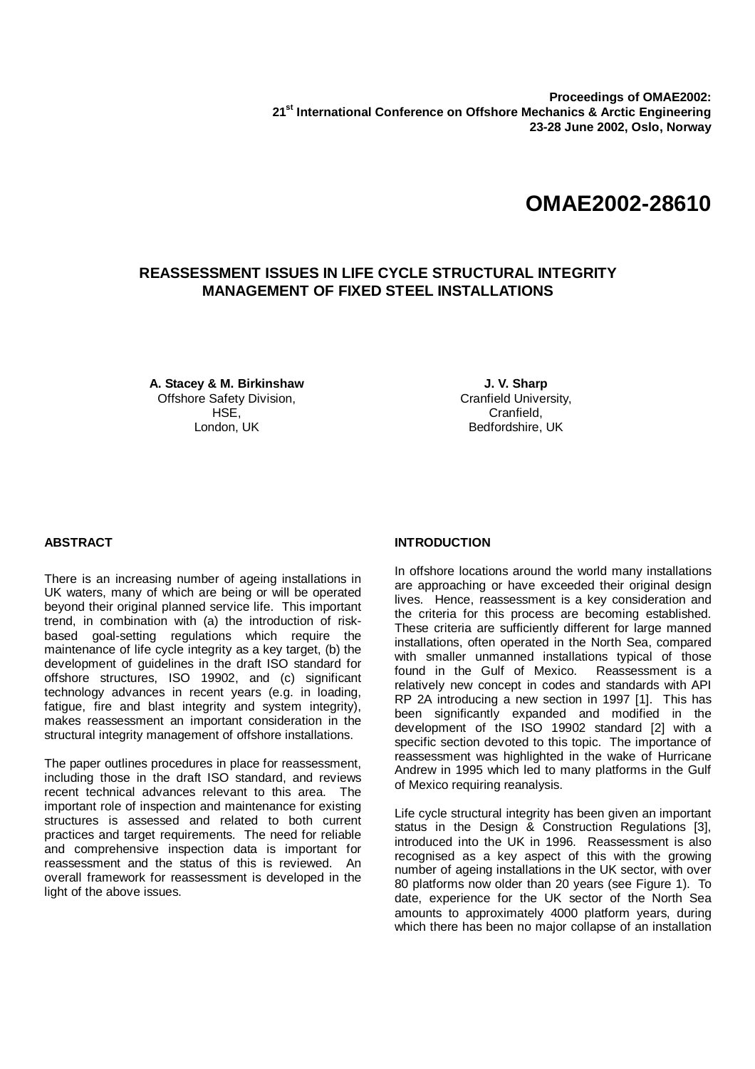Proceedings of OMAE2002:
21st International Conference on Offshore Mechanics & Arctic Engineering
23-28 June 2002, Oslo, Norway

# OMAE2002-28610

## REASSESSMENT ISSUES IN LIFE CYCLE STRUCTURAL INTEGRITY MANAGEMENT OF FIXED STEEL INSTALLATIONS

**A. Stacey & M. Birkinshaw**
Offshore Safety Division,
HSE,
London, UK

**J. V. Sharp**
Cranfield University,
Cranfield,
Bedfordshire, UK

### ABSTRACT

There is an increasing number of ageing installations in UK waters, many of which are being or will be operated beyond their original planned service life. This important trend, in combination with (a) the introduction of risk-based goal-setting regulations which require the maintenance of life cycle integrity as a key target, (b) the development of guidelines in the draft ISO standard for offshore structures, ISO 19902, and (c) significant technology advances in recent years (e.g. in loading, fatigue, fire and blast integrity and system integrity), makes reassessment an important consideration in the structural integrity management of offshore installations.

The paper outlines procedures in place for reassessment, including those in the draft ISO standard, and reviews recent technical advances relevant to this area. The important role of inspection and maintenance for existing structures is assessed and related to both current practices and target requirements. The need for reliable and comprehensive inspection data is important for reassessment and the status of this is reviewed. An overall framework for reassessment is developed in the light of the above issues.

### INTRODUCTION

In offshore locations around the world many installations are approaching or have exceeded their original design lives. Hence, reassessment is a key consideration and the criteria for this process are becoming established. These criteria are sufficiently different for large manned installations, often operated in the North Sea, compared with smaller unmanned installations typical of those found in the Gulf of Mexico. Reassessment is a relatively new concept in codes and standards with API RP 2A introducing a new section in 1997 [1]. This has been significantly expanded and modified in the development of the ISO 19902 standard [2] with a specific section devoted to this topic. The importance of reassessment was highlighted in the wake of Hurricane Andrew in 1995 which led to many platforms in the Gulf of Mexico requiring reanalysis.

Life cycle structural integrity has been given an important status in the Design & Construction Regulations [3], introduced into the UK in 1996. Reassessment is also recognised as a key aspect of this with the growing number of ageing installations in the UK sector, with over 80 platforms now older than 20 years (see Figure 1). To date, experience for the UK sector of the North Sea amounts to approximately 4000 platform years, during which there has been no major collapse of an installation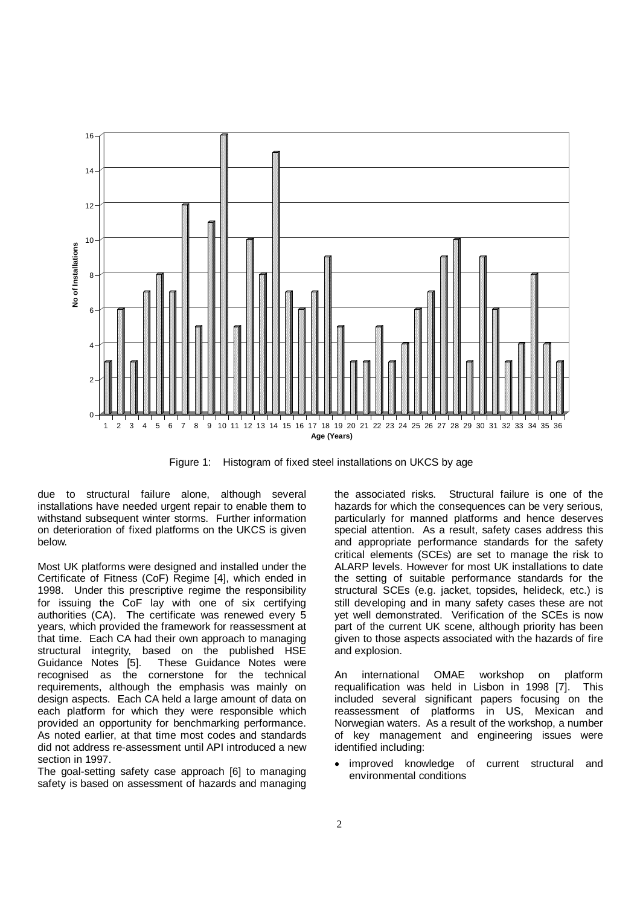Figure 1: Histogram of fixed steel installations on UKCS by age

due to structural failure alone, although several installations have needed urgent repair to enable them to withstand subsequent winter storms. Further information on deterioration of fixed platforms on the UKCS is given below.

Most UK platforms were designed and installed under the Certificate of Fitness (CoF) Regime [4], which ended in 1998. Under this prescriptive regime the responsibility for issuing the CoF lay with one of six certifying authorities (CA). The certificate was renewed every 5 years, which provided the framework for reassessment at that time. Each CA had their own approach to managing structural integrity, based on the published HSE Guidance Notes [5]. These Guidance Notes were recognised as the cornerstone for the technical requirements, although the emphasis was mainly on design aspects. Each CA held a large amount of data on each platform for which they were responsible which provided an opportunity for benchmarking performance. As noted earlier, at that time most codes and standards did not address re-assessment until API introduced a new section in 1997.

The goal-setting safety case approach [6] to managing safety is based on assessment of hazards and managing the associated risks. Structural failure is one of the hazards for which the consequences can be very serious, particularly for manned platforms and hence deserves special attention. As a result, safety cases address this and appropriate performance standards for the safety critical elements (SCEs) are set to manage the risk to ALARP levels. However for most UK installations to date the setting of suitable performance standards for the structural SCEs (e.g. jacket, topsides, helideck, etc.) is still developing and in many safety cases these are not yet well demonstrated. Verification of the SCEs is now part of the current UK scene, although priority has been given to those aspects associated with the hazards of fire and explosion.

An international OMAE workshop on platform requalification was held in Lisbon in 1998 [7]. This included several significant papers focusing on the reassessment of platforms in US, Mexican and Norwegian waters. As a result of the workshop, a number of key management and engineering issues were identified including:

- improved knowledge of current structural and environmental conditions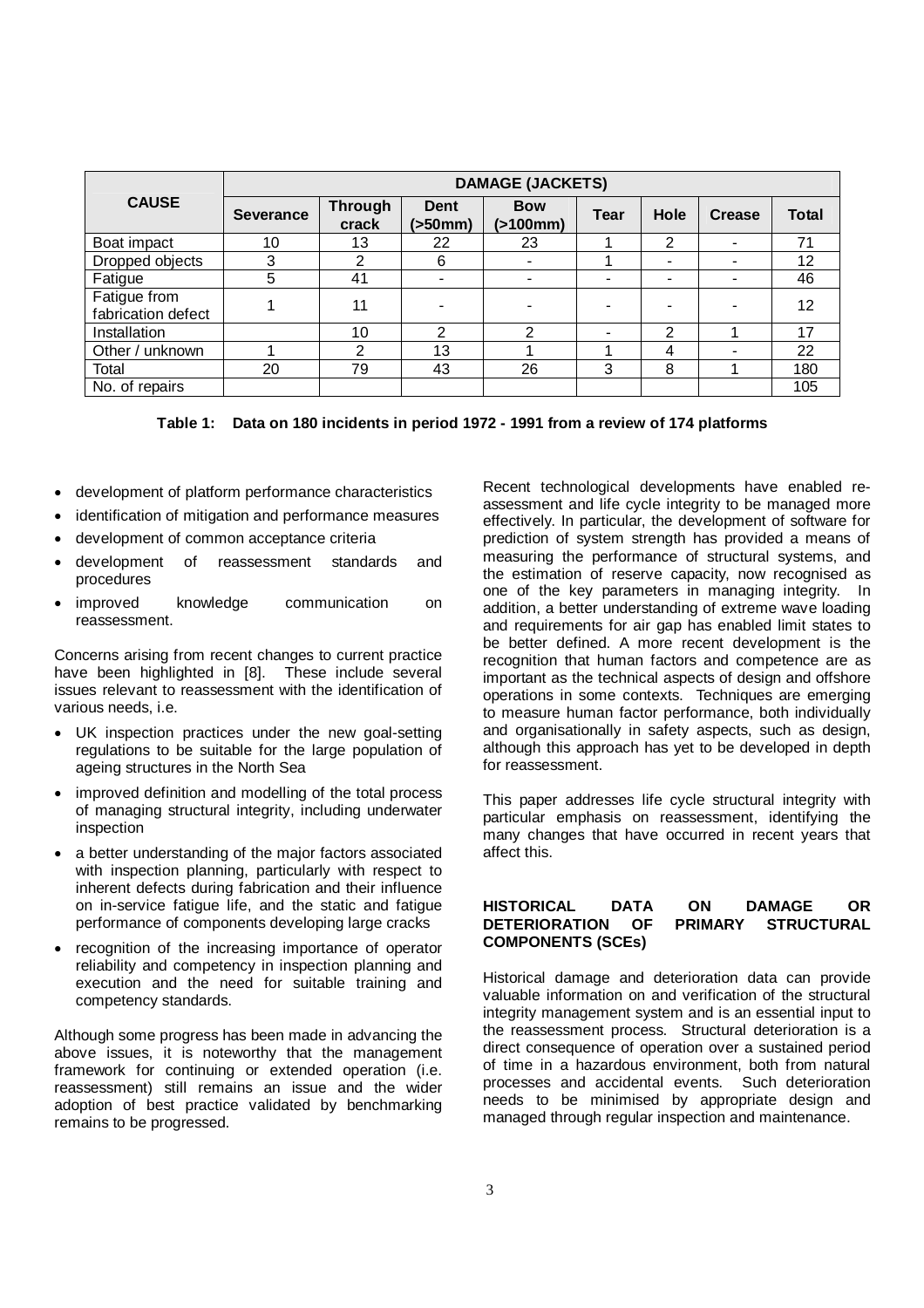| CAUSE | DAMAGE (JACKETS) | | | | | | | |
|---|---|---|---|---|---|---|---|---|
| | Severance | Through crack | Dent (>50mm) | Bow (>100mm) | Tear | Hole | Crease | Total |
| Boat impact | 10 | 13 | 22 | 23 | 1 | 2 | - | 71 |
| Dropped objects | 3 | 2 | 6 | - | 1 | - | - | 12 |
| Fatigue | 5 | 41 | - | - | - | - | - | 46 |
| Fatigue from fabrication defect | 1 | 11 | - | - | - | - | - | 12 |
| Installation | | 10 | 2 | 2 | - | 2 | 1 | 17 |
| Other / unknown | 1 | 2 | 13 | 1 | 1 | 4 | - | 22 |
| Total | 20 | 79 | 43 | 26 | 3 | 8 | 1 | 180 |
| No. of repairs | | | | | | | | 105 |

**Table 1: Data on 180 incidents in period 1972 - 1991 from a review of 174 platforms**

- development of platform performance characteristics
- identification of mitigation and performance measures
- development of common acceptance criteria
- development of reassessment standards and procedures
- improved knowledge communication on reassessment.

Concerns arising from recent changes to current practice have been highlighted in [8]. These include several issues relevant to reassessment with the identification of various needs, i.e.

- UK inspection practices under the new goal-setting regulations to be suitable for the large population of ageing structures in the North Sea
- improved definition and modelling of the total process of managing structural integrity, including underwater inspection
- a better understanding of the major factors associated with inspection planning, particularly with respect to inherent defects during fabrication and their influence on in-service fatigue life, and the static and fatigue performance of components developing large cracks
- recognition of the increasing importance of operator reliability and competency in inspection planning and execution and the need for suitable training and competency standards.

Although some progress has been made in advancing the above issues, it is noteworthy that the management framework for continuing or extended operation (i.e. reassessment) still remains an issue and the wider adoption of best practice validated by benchmarking remains to be progressed.

Recent technological developments have enabled re-assessment and life cycle integrity to be managed more effectively. In particular, the development of software for prediction of system strength has provided a means of measuring the performance of structural systems, and the estimation of reserve capacity, now recognised as one of the key parameters in managing integrity. In addition, a better understanding of extreme wave loading and requirements for air gap has enabled limit states to be better defined. A more recent development is the recognition that human factors and competence are as important as the technical aspects of design and offshore operations in some contexts. Techniques are emerging to measure human factor performance, both individually and organisationally in safety aspects, such as design, although this approach has yet to be developed in depth for reassessment.

This paper addresses life cycle structural integrity with particular emphasis on reassessment, identifying the many changes that have occurred in recent years that affect this.

## HISTORICAL DATA ON DAMAGE OR DETERIORATION OF PRIMARY STRUCTURAL COMPONENTS (SCEs)

Historical damage and deterioration data can provide valuable information on and verification of the structural integrity management system and is an essential input to the reassessment process. Structural deterioration is a direct consequence of operation over a sustained period of time in a hazardous environment, both from natural processes and accidental events. Such deterioration needs to be minimised by appropriate design and managed through regular inspection and maintenance.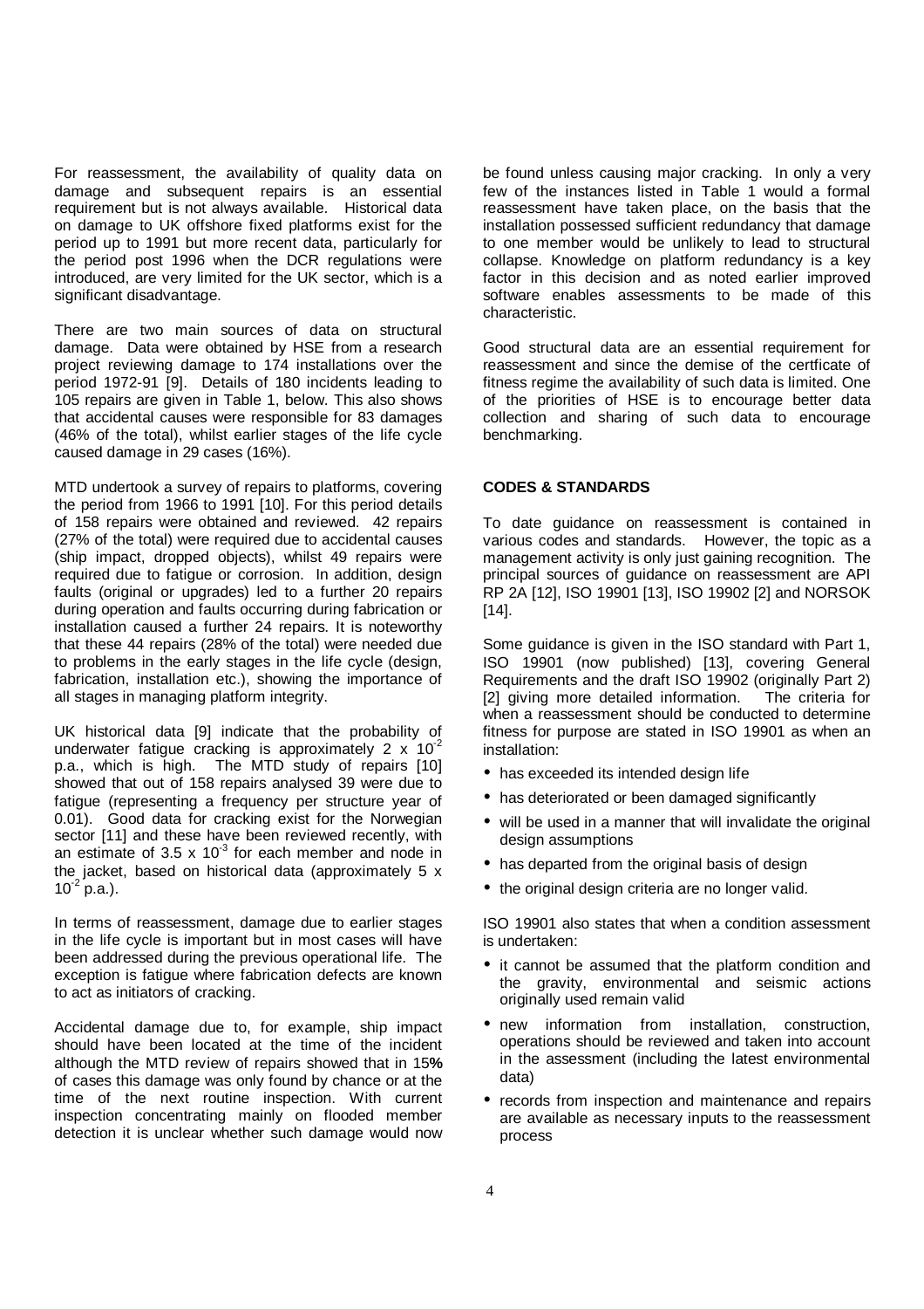For reassessment, the availability of quality data on damage and subsequent repairs is an essential requirement but is not always available. Historical data on damage to UK offshore fixed platforms exist for the period up to 1991 but more recent data, particularly for the period post 1996 when the DCR regulations were introduced, are very limited for the UK sector, which is a significant disadvantage.

There are two main sources of data on structural damage. Data were obtained by HSE from a research project reviewing damage to 174 installations over the period 1972-91 [9]. Details of 180 incidents leading to 105 repairs are given in Table 1, below. This also shows that accidental causes were responsible for 83 damages (46% of the total), whilst earlier stages of the life cycle caused damage in 29 cases (16%).

MTD undertook a survey of repairs to platforms, covering the period from 1966 to 1991 [10]. For this period details of 158 repairs were obtained and reviewed. 42 repairs (27% of the total) were required due to accidental causes (ship impact, dropped objects), whilst 49 repairs were required due to fatigue or corrosion. In addition, design faults (original or upgrades) led to a further 20 repairs during operation and faults occurring during fabrication or installation caused a further 24 repairs. It is noteworthy that these 44 repairs (28% of the total) were needed due to problems in the early stages in the life cycle (design, fabrication, installation etc.), showing the importance of all stages in managing platform integrity.

UK historical data [9] indicate that the probability of underwater fatigue cracking is approximately $2 \times 10^{-2}$ p.a., which is high. The MTD study of repairs [10] showed that out of 158 repairs analysed 39 were due to fatigue (representing a frequency per structure year of 0.01). Good data for cracking exist for the Norwegian sector [11] and these have been reviewed recently, with an estimate of $3.5 \times 10^{-3}$ for each member and node in the jacket, based on historical data (approximately $5 \times 10^{-2}$ p.a.).

In terms of reassessment, damage due to earlier stages in the life cycle is important but in most cases will have been addressed during the previous operational life. The exception is fatigue where fabrication defects are known to act as initiators of cracking.

Accidental damage due to, for example, ship impact should have been located at the time of the incident although the MTD review of repairs showed that in 15**%** of cases this damage was only found by chance or at the time of the next routine inspection. With current inspection concentrating mainly on flooded member detection it is unclear whether such damage would now be found unless causing major cracking. In only a very few of the instances listed in Table 1 would a formal reassessment have taken place, on the basis that the installation possessed sufficient redundancy that damage to one member would be unlikely to lead to structural collapse. Knowledge on platform redundancy is a key factor in this decision and as noted earlier improved software enables assessments to be made of this characteristic.

Good structural data are an essential requirement for reassessment and since the demise of the certficate of fitness regime the availability of such data is limited. One of the priorities of HSE is to encourage better data collection and sharing of such data to encourage benchmarking.

## CODES & STANDARDS

To date guidance on reassessment is contained in various codes and standards. However, the topic as a management activity is only just gaining recognition. The principal sources of guidance on reassessment are API RP 2A [12], ISO 19901 [13], ISO 19902 [2] and NORSOK [14].

Some guidance is given in the ISO standard with Part 1, ISO 19901 (now published) [13], covering General Requirements and the draft ISO 19902 (originally Part 2) [2] giving more detailed information. The criteria for when a reassessment should be conducted to determine fitness for purpose are stated in ISO 19901 as when an installation:

- has exceeded its intended design life
- has deteriorated or been damaged significantly
- will be used in a manner that will invalidate the original design assumptions
- has departed from the original basis of design
- the original design criteria are no longer valid.

ISO 19901 also states that when a condition assessment is undertaken:

- it cannot be assumed that the platform condition and the gravity, environmental and seismic actions originally used remain valid
- new information from installation, construction, operations should be reviewed and taken into account in the assessment (including the latest environmental data)
- records from inspection and maintenance and repairs are available as necessary inputs to the reassessment process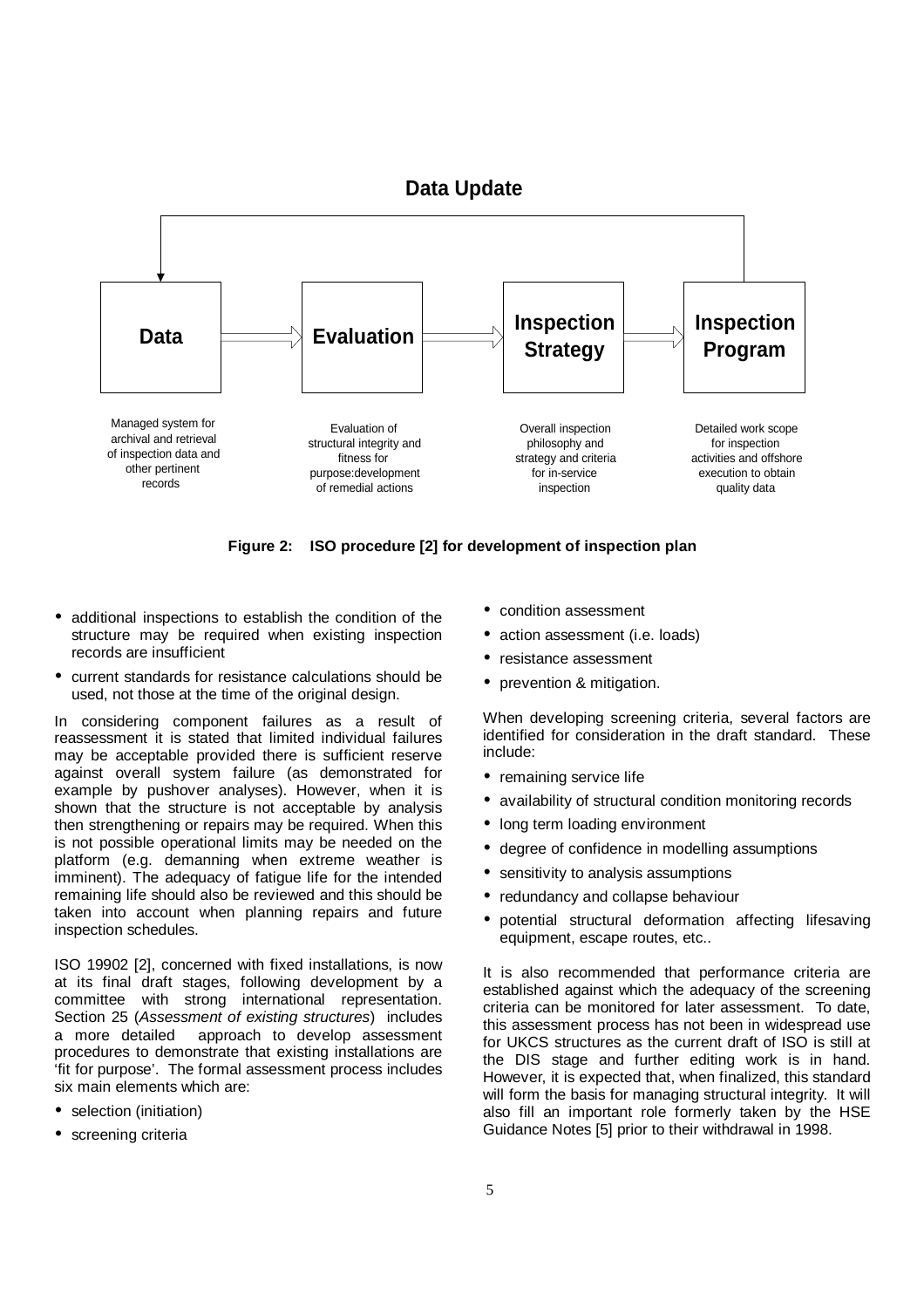**Data Update**

| Data | Evaluation | Inspection Strategy | Inspection Program |
| --- | --- | --- | --- |
| Managed system for archival and retrieval of inspection data and other pertinent records | Evaluation of structural integrity and fitness for purpose:development of remedial actions | Overall inspection philosophy and strategy and criteria for in-service inspection | Detailed work scope for inspection activities and offshore execution to obtain quality data |

**Figure 2: ISO procedure [2] for development of inspection plan**

- additional inspections to establish the condition of the structure may be required when existing inspection records are insufficient
- current standards for resistance calculations should be used, not those at the time of the original design.

In considering component failures as a result of reassessment it is stated that limited individual failures may be acceptable provided there is sufficient reserve against overall system failure (as demonstrated for example by pushover analyses). However, when it is shown that the structure is not acceptable by analysis then strengthening or repairs may be required. When this is not possible operational limits may be needed on the platform (e.g. demanning when extreme weather is imminent). The adequacy of fatigue life for the intended remaining life should also be reviewed and this should be taken into account when planning repairs and future inspection schedules.

ISO 19902 [2], concerned with fixed installations, is now at its final draft stages, following development by a committee with strong international representation. Section 25 (*Assessment of existing structures*) includes a more detailed approach to develop assessment procedures to demonstrate that existing installations are 'fit for purpose'. The formal assessment process includes six main elements which are:

- selection (initiation)
- screening criteria
- condition assessment
- action assessment (i.e. loads)
- resistance assessment
- prevention & mitigation.

When developing screening criteria, several factors are identified for consideration in the draft standard. These include:

- remaining service life
- availability of structural condition monitoring records
- long term loading environment
- degree of confidence in modelling assumptions
- sensitivity to analysis assumptions
- redundancy and collapse behaviour
- potential structural deformation affecting lifesaving equipment, escape routes, etc..

It is also recommended that performance criteria are established against which the adequacy of the screening criteria can be monitored for later assessment. To date, this assessment process has not been in widespread use for UKCS structures as the current draft of ISO is still at the DIS stage and further editing work is in hand. However, it is expected that, when finalized, this standard will form the basis for managing structural integrity. It will also fill an important role formerly taken by the HSE Guidance Notes [5] prior to their withdrawal in 1998.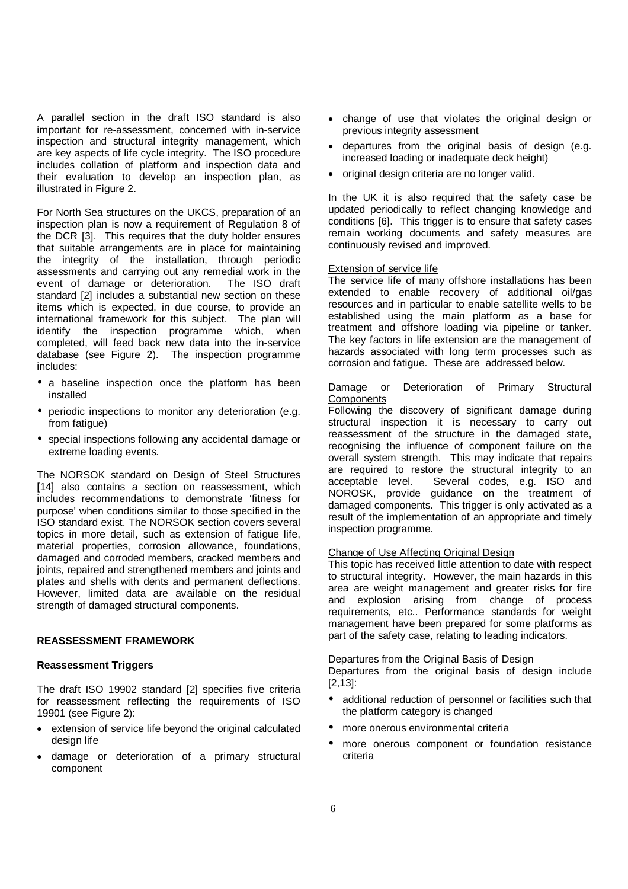A parallel section in the draft ISO standard is also important for re-assessment, concerned with in-service inspection and structural integrity management, which are key aspects of life cycle integrity. The ISO procedure includes collation of platform and inspection data and their evaluation to develop an inspection plan, as illustrated in Figure 2.

For North Sea structures on the UKCS, preparation of an inspection plan is now a requirement of Regulation 8 of the DCR [3]. This requires that the duty holder ensures that suitable arrangements are in place for maintaining the integrity of the installation, through periodic assessments and carrying out any remedial work in the event of damage or deterioration. The ISO draft standard [2] includes a substantial new section on these items which is expected, in due course, to provide an international framework for this subject. The plan will identify the inspection programme which, when completed, will feed back new data into the in-service database (see Figure 2). The inspection programme includes:

- a baseline inspection once the platform has been installed
- periodic inspections to monitor any deterioration (e.g. from fatigue)
- special inspections following any accidental damage or extreme loading events.

The NORSOK standard on Design of Steel Structures [14] also contains a section on reassessment, which includes recommendations to demonstrate 'fitness for purpose' when conditions similar to those specified in the ISO standard exist. The NORSOK section covers several topics in more detail, such as extension of fatigue life, material properties, corrosion allowance, foundations, damaged and corroded members, cracked members and joints, repaired and strengthened members and joints and plates and shells with dents and permanent deflections. However, limited data are available on the residual strength of damaged structural components.

## REASSESSMENT FRAMEWORK

### Reassessment Triggers

The draft ISO 19902 standard [2] specifies five criteria for reassessment reflecting the requirements of ISO 19901 (see Figure 2):

- extension of service life beyond the original calculated design life
- damage or deterioration of a primary structural component
- change of use that violates the original design or previous integrity assessment
- departures from the original basis of design (e.g. increased loading or inadequate deck height)
- original design criteria are no longer valid.

In the UK it is also required that the safety case be updated periodically to reflect changing knowledge and conditions [6]. This trigger is to ensure that safety cases remain working documents and safety measures are continuously revised and improved.

Extension of service life

The service life of many offshore installations has been extended to enable recovery of additional oil/gas resources and in particular to enable satellite wells to be established using the main platform as a base for treatment and offshore loading via pipeline or tanker. The key factors in life extension are the management of hazards associated with long term processes such as corrosion and fatigue. These are addressed below.

Damage or Deterioration of Primary Structural Components

Following the discovery of significant damage during structural inspection it is necessary to carry out reassessment of the structure in the damaged state, recognising the influence of component failure on the overall system strength. This may indicate that repairs are required to restore the structural integrity to an acceptable level. Several codes, e.g. ISO and NOROSK, provide guidance on the treatment of damaged components. This trigger is only activated as a result of the implementation of an appropriate and timely inspection programme.

Change of Use Affecting Original Design

This topic has received little attention to date with respect to structural integrity. However, the main hazards in this area are weight management and greater risks for fire and explosion arising from change of process requirements, etc.. Performance standards for weight management have been prepared for some platforms as part of the safety case, relating to leading indicators.

Departures from the Original Basis of Design

Departures from the original basis of design include [2,13]:

- additional reduction of personnel or facilities such that the platform category is changed
- more onerous environmental criteria
- more onerous component or foundation resistance criteria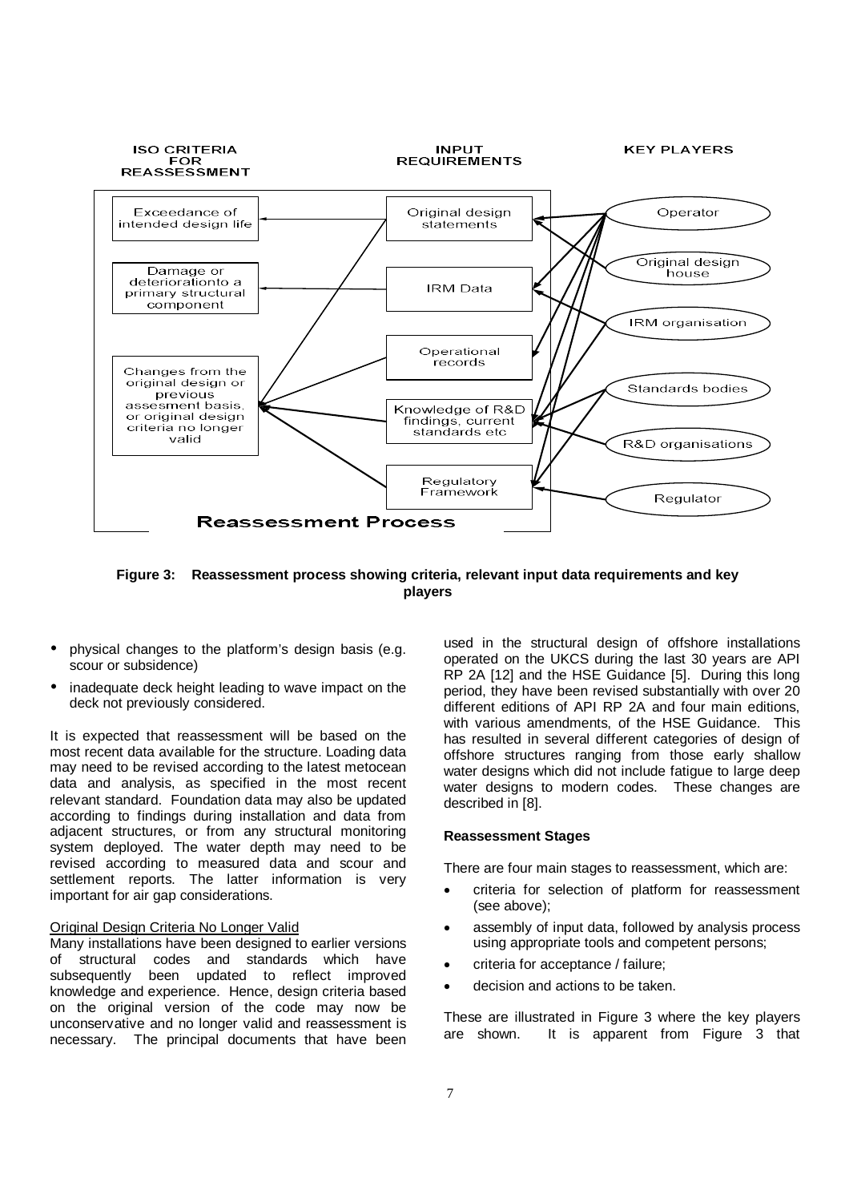**Figure 3: Reassessment process showing criteria, relevant input data requirements and key players**

- physical changes to the platform's design basis (e.g. scour or subsidence)
- inadequate deck height leading to wave impact on the deck not previously considered.

It is expected that reassessment will be based on the most recent data available for the structure. Loading data may need to be revised according to the latest metocean data and analysis, as specified in the most recent relevant standard. Foundation data may also be updated according to findings during installation and data from adjacent structures, or from any structural monitoring system deployed. The water depth may need to be revised according to measured data and scour and settlement reports. The latter information is very important for air gap considerations.

Original Design Criteria No Longer Valid

Many installations have been designed to earlier versions of structural codes and standards which have subsequently been updated to reflect improved knowledge and experience. Hence, design criteria based on the original version of the code may now be unconservative and no longer valid and reassessment is necessary. The principal documents that have been used in the structural design of offshore installations operated on the UKCS during the last 30 years are API RP 2A [12] and the HSE Guidance [5]. During this long period, they have been revised substantially with over 20 different editions of API RP 2A and four main editions, with various amendments, of the HSE Guidance. This has resulted in several different categories of design of offshore structures ranging from those early shallow water designs which did not include fatigue to large deep water designs to modern codes. These changes are described in [8].

**Reassessment Stages**

There are four main stages to reassessment, which are:

- criteria for selection of platform for reassessment (see above);
- assembly of input data, followed by analysis process using appropriate tools and competent persons;
- criteria for acceptance / failure;
- decision and actions to be taken.

These are illustrated in Figure 3 where the key players are shown. It is apparent from Figure 3 that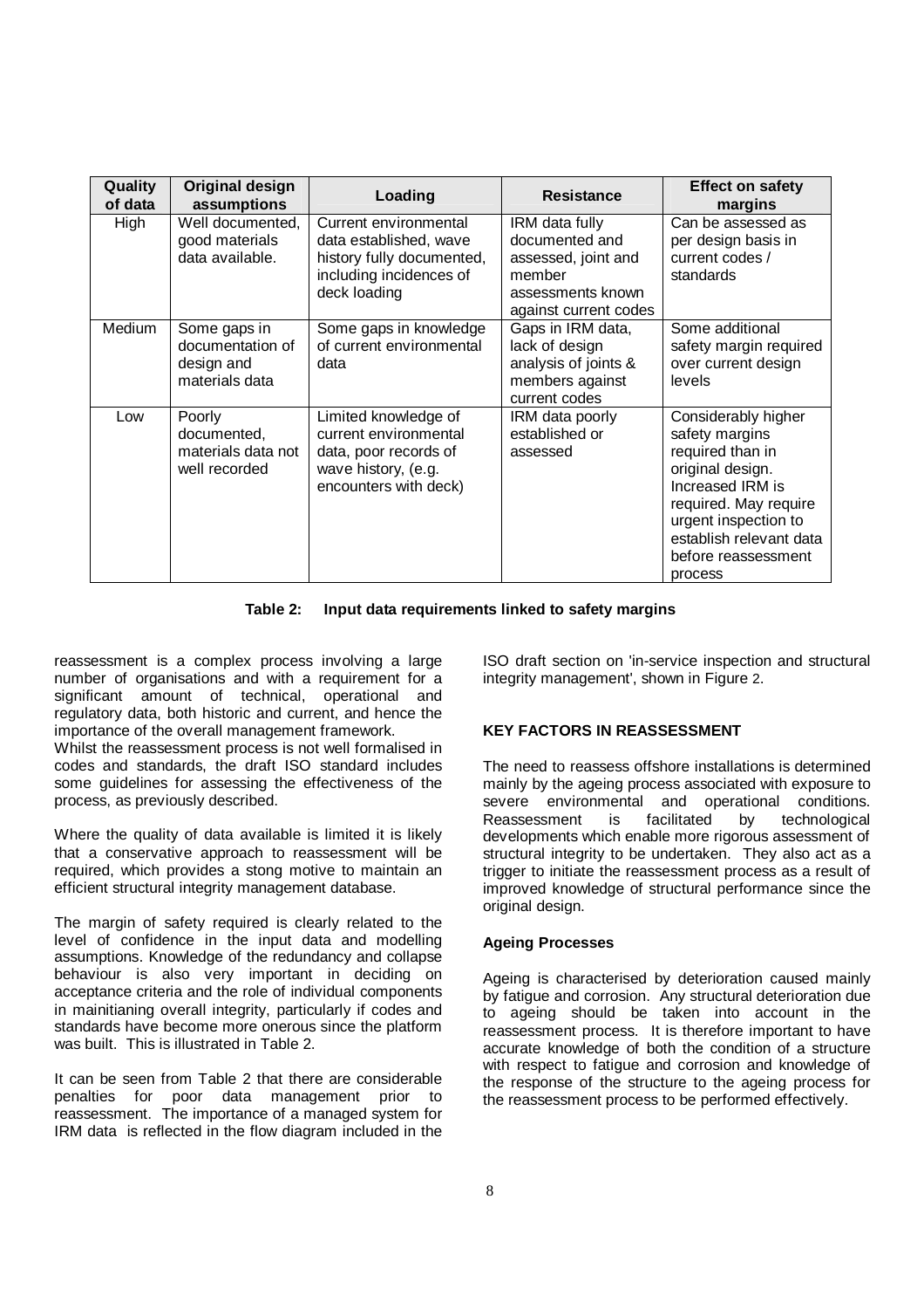| Quality of data | Original design assumptions | Loading | Resistance | Effect on safety margins |
|---|---|---|---|---|
| High | Well documented, good materials data available. | Current environmental data established, wave history fully documented, including incidences of deck loading | IRM data fully documented and assessed, joint and member assessments known against current codes | Can be assessed as per design basis in current codes / standards |
| Medium | Some gaps in documentation of design and materials data | Some gaps in knowledge of current environmental data | Gaps in IRM data, lack of design analysis of joints & members against current codes | Some additional safety margin required over current design levels |
| Low | Poorly documented, materials data not well recorded | Limited knowledge of current environmental data, poor records of wave history, (e.g. encounters with deck) | IRM data poorly established or assessed | Considerably higher safety margins required than in original design. Increased IRM is required. May require urgent inspection to establish relevant data before reassessment process |

**Table 2: Input data requirements linked to safety margins**

reassessment is a complex process involving a large number of organisations and with a requirement for a significant amount of technical, operational and regulatory data, both historic and current, and hence the importance of the overall management framework.
Whilst the reassessment process is not well formalised in codes and standards, the draft ISO standard includes some guidelines for assessing the effectiveness of the process, as previously described.

Where the quality of data available is limited it is likely that a conservative approach to reassessment will be required, which provides a stong motive to maintain an efficient structural integrity management database.

The margin of safety required is clearly related to the level of confidence in the input data and modelling assumptions. Knowledge of the redundancy and collapse behaviour is also very important in deciding on acceptance criteria and the role of individual components in mainitianing overall integrity, particularly if codes and standards have become more onerous since the platform was built. This is illustrated in Table 2.

It can be seen from Table 2 that there are considerable penalties for poor data management prior to reassessment. The importance of a managed system for IRM data is reflected in the flow diagram included in the ISO draft section on 'in-service inspection and structural integrity management', shown in Figure 2.

## KEY FACTORS IN REASSESSMENT

The need to reassess offshore installations is determined mainly by the ageing process associated with exposure to severe environmental and operational conditions. Reassessment is facilitated by technological developments which enable more rigorous assessment of structural integrity to be undertaken. They also act as a trigger to initiate the reassessment process as a result of improved knowledge of structural performance since the original design.

### Ageing Processes

Ageing is characterised by deterioration caused mainly by fatigue and corrosion. Any structural deterioration due to ageing should be taken into account in the reassessment process. It is therefore important to have accurate knowledge of both the condition of a structure with respect to fatigue and corrosion and knowledge of the response of the structure to the ageing process for the reassessment process to be performed effectively.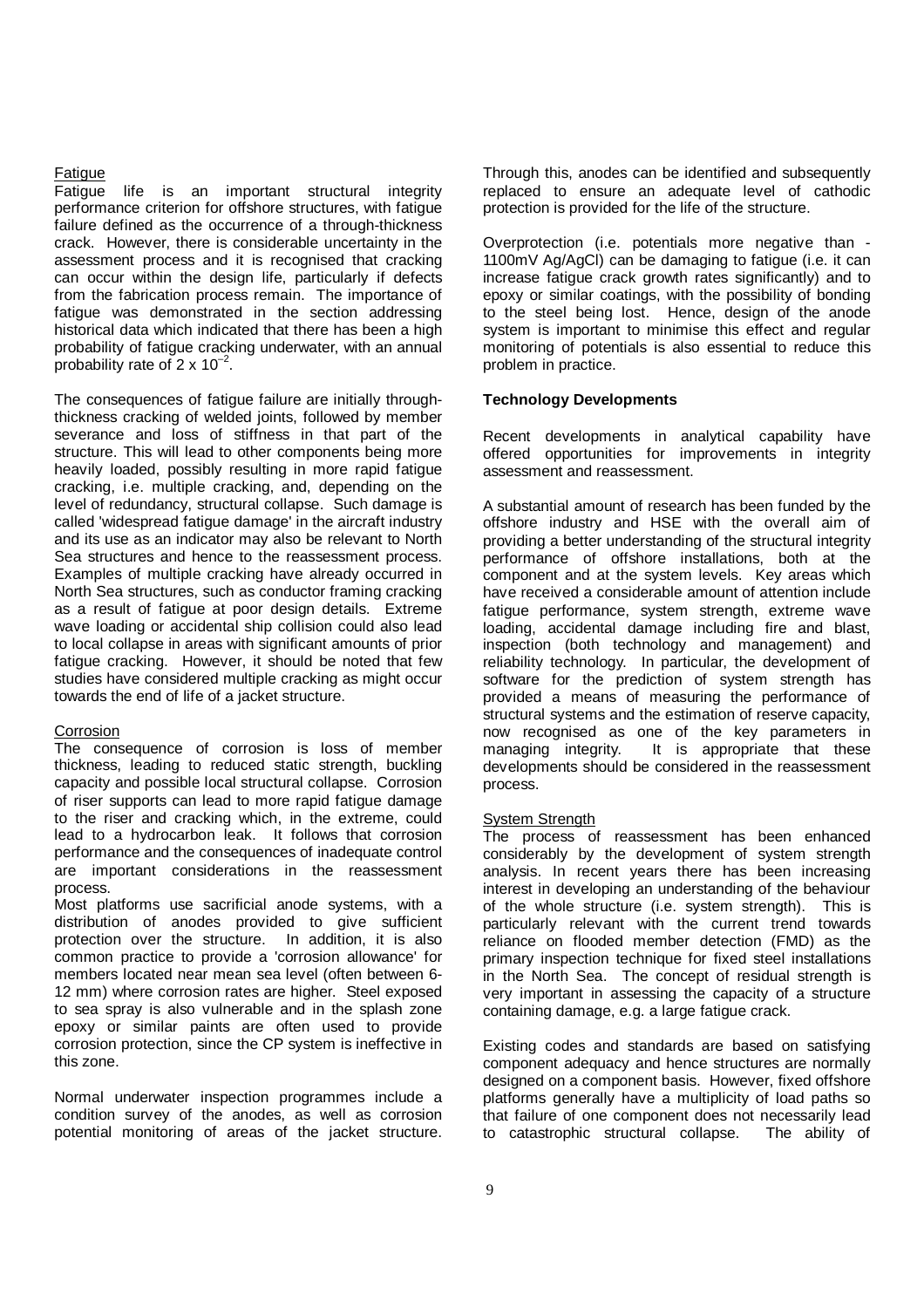Fatigue

Fatigue life is an important structural integrity performance criterion for offshore structures, with fatigue failure defined as the occurrence of a through-thickness crack. However, there is considerable uncertainty in the assessment process and it is recognised that cracking can occur within the design life, particularly if defects from the fabrication process remain. The importance of fatigue was demonstrated in the section addressing historical data which indicated that there has been a high probability of fatigue cracking underwater, with an annual probability rate of $2 \times 10^{-2}$.

The consequences of fatigue failure are initially through-thickness cracking of welded joints, followed by member severance and loss of stiffness in that part of the structure. This will lead to other components being more heavily loaded, possibly resulting in more rapid fatigue cracking, i.e. multiple cracking, and, depending on the level of redundancy, structural collapse. Such damage is called 'widespread fatigue damage' in the aircraft industry and its use as an indicator may also be relevant to North Sea structures and hence to the reassessment process. Examples of multiple cracking have already occurred in North Sea structures, such as conductor framing cracking as a result of fatigue at poor design details. Extreme wave loading or accidental ship collision could also lead to local collapse in areas with significant amounts of prior fatigue cracking. However, it should be noted that few studies have considered multiple cracking as might occur towards the end of life of a jacket structure.

Corrosion

The consequence of corrosion is loss of member thickness, leading to reduced static strength, buckling capacity and possible local structural collapse. Corrosion of riser supports can lead to more rapid fatigue damage to the riser and cracking which, in the extreme, could lead to a hydrocarbon leak. It follows that corrosion performance and the consequences of inadequate control are important considerations in the reassessment process.

Most platforms use sacrificial anode systems, with a distribution of anodes provided to give sufficient protection over the structure. In addition, it is also common practice to provide a 'corrosion allowance' for members located near mean sea level (often between 6-12 mm) where corrosion rates are higher. Steel exposed to sea spray is also vulnerable and in the splash zone epoxy or similar paints are often used to provide corrosion protection, since the CP system is ineffective in this zone.

Normal underwater inspection programmes include a condition survey of the anodes, as well as corrosion potential monitoring of areas of the jacket structure. Through this, anodes can be identified and subsequently replaced to ensure an adequate level of cathodic protection is provided for the life of the structure.

Overprotection (i.e. potentials more negative than -1100mV Ag/AgCl) can be damaging to fatigue (i.e. it can increase fatigue crack growth rates significantly) and to epoxy or similar coatings, with the possibility of bonding to the steel being lost. Hence, design of the anode system is important to minimise this effect and regular monitoring of potentials is also essential to reduce this problem in practice.

**Technology Developments**

Recent developments in analytical capability have offered opportunities for improvements in integrity assessment and reassessment.

A substantial amount of research has been funded by the offshore industry and HSE with the overall aim of providing a better understanding of the structural integrity performance of offshore installations, both at the component and at the system levels. Key areas which have received a considerable amount of attention include fatigue performance, system strength, extreme wave loading, accidental damage including fire and blast, inspection (both technology and management) and reliability technology. In particular, the development of software for the prediction of system strength has provided a means of measuring the performance of structural systems and the estimation of reserve capacity, now recognised as one of the key parameters in managing integrity. It is appropriate that these developments should be considered in the reassessment process.

System Strength

The process of reassessment has been enhanced considerably by the development of system strength analysis. In recent years there has been increasing interest in developing an understanding of the behaviour of the whole structure (i.e. system strength). This is particularly relevant with the current trend towards reliance on flooded member detection (FMD) as the primary inspection technique for fixed steel installations in the North Sea. The concept of residual strength is very important in assessing the capacity of a structure containing damage, e.g. a large fatigue crack.

Existing codes and standards are based on satisfying component adequacy and hence structures are normally designed on a component basis. However, fixed offshore platforms generally have a multiplicity of load paths so that failure of one component does not necessarily lead to catastrophic structural collapse. The ability of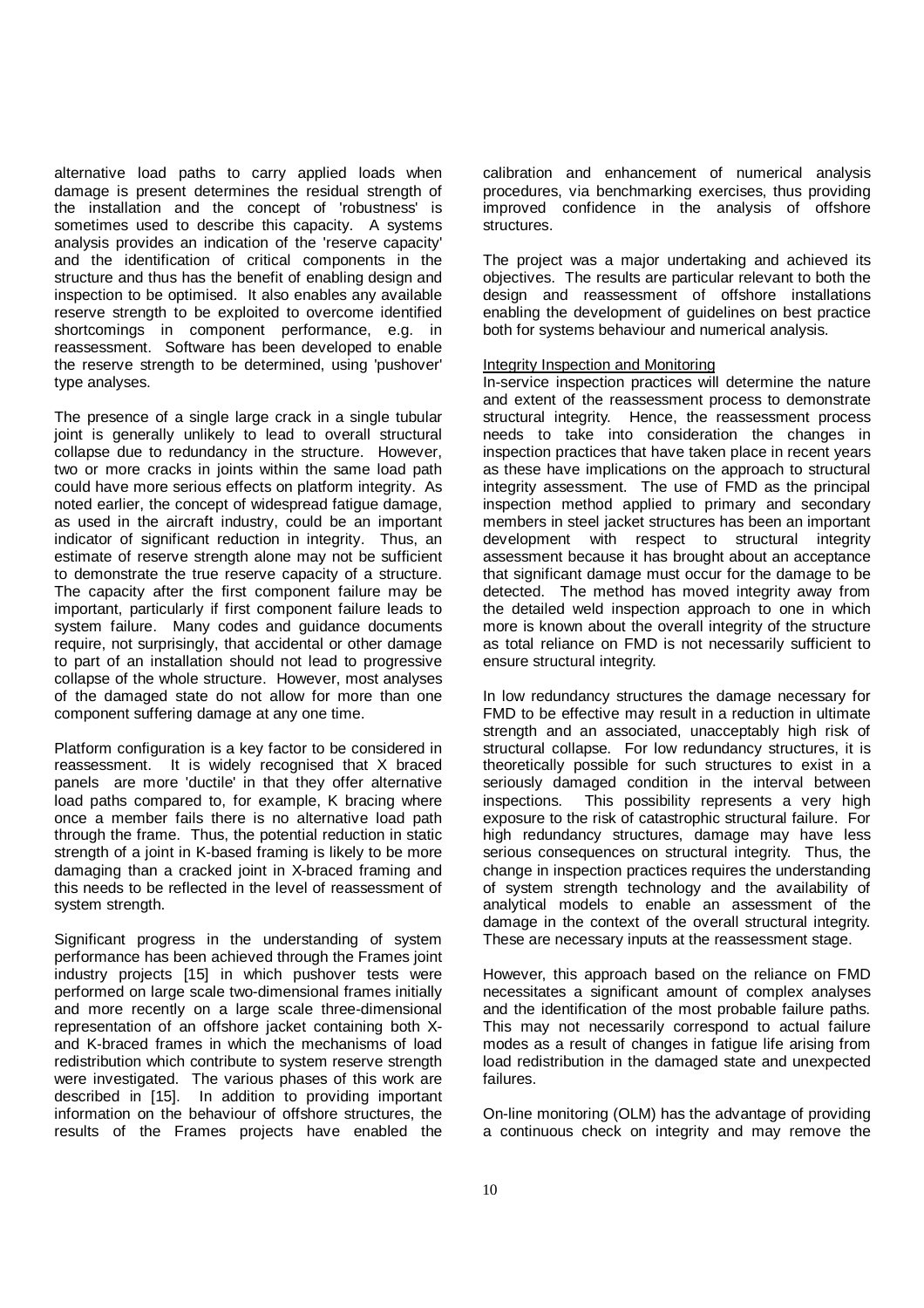alternative load paths to carry applied loads when damage is present determines the residual strength of the installation and the concept of 'robustness' is sometimes used to describe this capacity. A systems analysis provides an indication of the 'reserve capacity' and the identification of critical components in the structure and thus has the benefit of enabling design and inspection to be optimised. It also enables any available reserve strength to be exploited to overcome identified shortcomings in component performance, e.g. in reassessment. Software has been developed to enable the reserve strength to be determined, using 'pushover' type analyses.

The presence of a single large crack in a single tubular joint is generally unlikely to lead to overall structural collapse due to redundancy in the structure. However, two or more cracks in joints within the same load path could have more serious effects on platform integrity. As noted earlier, the concept of widespread fatigue damage, as used in the aircraft industry, could be an important indicator of significant reduction in integrity. Thus, an estimate of reserve strength alone may not be sufficient to demonstrate the true reserve capacity of a structure. The capacity after the first component failure may be important, particularly if first component failure leads to system failure. Many codes and guidance documents require, not surprisingly, that accidental or other damage to part of an installation should not lead to progressive collapse of the whole structure. However, most analyses of the damaged state do not allow for more than one component suffering damage at any one time.

Platform configuration is a key factor to be considered in reassessment. It is widely recognised that X braced panels are more 'ductile' in that they offer alternative load paths compared to, for example, K bracing where once a member fails there is no alternative load path through the frame. Thus, the potential reduction in static strength of a joint in K-based framing is likely to be more damaging than a cracked joint in X-braced framing and this needs to be reflected in the level of reassessment of system strength.

Significant progress in the understanding of system performance has been achieved through the Frames joint industry projects [15] in which pushover tests were performed on large scale two-dimensional frames initially and more recently on a large scale three-dimensional representation of an offshore jacket containing both X- and K-braced frames in which the mechanisms of load redistribution which contribute to system reserve strength were investigated. The various phases of this work are described in [15]. In addition to providing important information on the behaviour of offshore structures, the results of the Frames projects have enabled the calibration and enhancement of numerical analysis procedures, via benchmarking exercises, thus providing improved confidence in the analysis of offshore structures.

The project was a major undertaking and achieved its objectives. The results are particular relevant to both the design and reassessment of offshore installations enabling the development of guidelines on best practice both for systems behaviour and numerical analysis.

Integrity Inspection and Monitoring

In-service inspection practices will determine the nature and extent of the reassessment process to demonstrate structural integrity. Hence, the reassessment process needs to take into consideration the changes in inspection practices that have taken place in recent years as these have implications on the approach to structural integrity assessment. The use of FMD as the principal inspection method applied to primary and secondary members in steel jacket structures has been an important development with respect to structural integrity assessment because it has brought about an acceptance that significant damage must occur for the damage to be detected. The method has moved integrity away from the detailed weld inspection approach to one in which more is known about the overall integrity of the structure as total reliance on FMD is not necessarily sufficient to ensure structural integrity.

In low redundancy structures the damage necessary for FMD to be effective may result in a reduction in ultimate strength and an associated, unacceptably high risk of structural collapse. For low redundancy structures, it is theoretically possible for such structures to exist in a seriously damaged condition in the interval between inspections. This possibility represents a very high exposure to the risk of catastrophic structural failure. For high redundancy structures, damage may have less serious consequences on structural integrity. Thus, the change in inspection practices requires the understanding of system strength technology and the availability of analytical models to enable an assessment of the damage in the context of the overall structural integrity. These are necessary inputs at the reassessment stage.

However, this approach based on the reliance on FMD necessitates a significant amount of complex analyses and the identification of the most probable failure paths. This may not necessarily correspond to actual failure modes as a result of changes in fatigue life arising from load redistribution in the damaged state and unexpected failures.

On-line monitoring (OLM) has the advantage of providing a continuous check on integrity and may remove the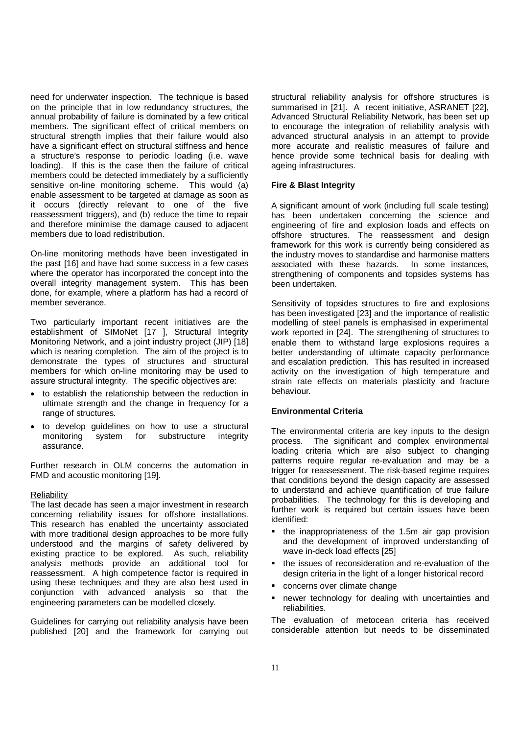need for underwater inspection. The technique is based on the principle that in low redundancy structures, the annual probability of failure is dominated by a few critical members. The significant effect of critical members on structural strength implies that their failure would also have a significant effect on structural stiffness and hence a structure's response to periodic loading (i.e. wave loading). If this is the case then the failure of critical members could be detected immediately by a sufficiently sensitive on-line monitoring scheme. This would (a) enable assessment to be targeted at damage as soon as it occurs (directly relevant to one of the five reassessment triggers), and (b) reduce the time to repair and therefore minimise the damage caused to adjacent members due to load redistribution.

On-line monitoring methods have been investigated in the past [16] and have had some success in a few cases where the operator has incorporated the concept into the overall integrity management system. This has been done, for example, where a platform has had a record of member severance.

Two particularly important recent initiatives are the establishment of SIMoNet [17 ], Structural Integrity Monitoring Network, and a joint industry project (JIP) [18] which is nearing completion. The aim of the project is to demonstrate the types of structures and structural members for which on-line monitoring may be used to assure structural integrity. The specific objectives are:

- to establish the relationship between the reduction in ultimate strength and the change in frequency for a range of structures.
- to develop guidelines on how to use a structural monitoring system for substructure integrity assurance.

Further research in OLM concerns the automation in FMD and acoustic monitoring [19].

<u>Reliability</u>

The last decade has seen a major investment in research concerning reliability issues for offshore installations. This research has enabled the uncertainty associated with more traditional design approaches to be more fully understood and the margins of safety delivered by existing practice to be explored. As such, reliability analysis methods provide an additional tool for reassessment. A high competence factor is required in using these techniques and they are also best used in conjunction with advanced analysis so that the engineering parameters can be modelled closely.

Guidelines for carrying out reliability analysis have been published [20] and the framework for carrying out structural reliability analysis for offshore structures is summarised in [21]. A recent initiative, ASRANET [22], Advanced Structural Reliability Network, has been set up to encourage the integration of reliability analysis with advanced structural analysis in an attempt to provide more accurate and realistic measures of failure and hence provide some technical basis for dealing with ageing infrastructures.

**Fire & Blast Integrity**

A significant amount of work (including full scale testing) has been undertaken concerning the science and engineering of fire and explosion loads and effects on offshore structures. The reassessment and design framework for this work is currently being considered as the industry moves to standardise and harmonise matters associated with these hazards. In some instances, strengthening of components and topsides systems has been undertaken.

Sensitivity of topsides structures to fire and explosions has been investigated [23] and the importance of realistic modelling of steel panels is emphasised in experimental work reported in [24]. The strengthening of structures to enable them to withstand large explosions requires a better understanding of ultimate capacity performance and escalation prediction. This has resulted in increased activity on the investigation of high temperature and strain rate effects on materials plasticity and fracture behaviour.

**Environmental Criteria**

The environmental criteria are key inputs to the design process. The significant and complex environmental loading criteria which are also subject to changing patterns require regular re-evaluation and may be a trigger for reassessment. The risk-based regime requires that conditions beyond the design capacity are assessed to understand and achieve quantification of true failure probabilities. The technology for this is developing and further work is required but certain issues have been identified:

- the inappropriateness of the 1.5m air gap provision and the development of improved understanding of wave in-deck load effects [25]
- the issues of reconsideration and re-evaluation of the design criteria in the light of a longer historical record
- concerns over climate change
- newer technology for dealing with uncertainties and reliabilities.

The evaluation of metocean criteria has received considerable attention but needs to be disseminated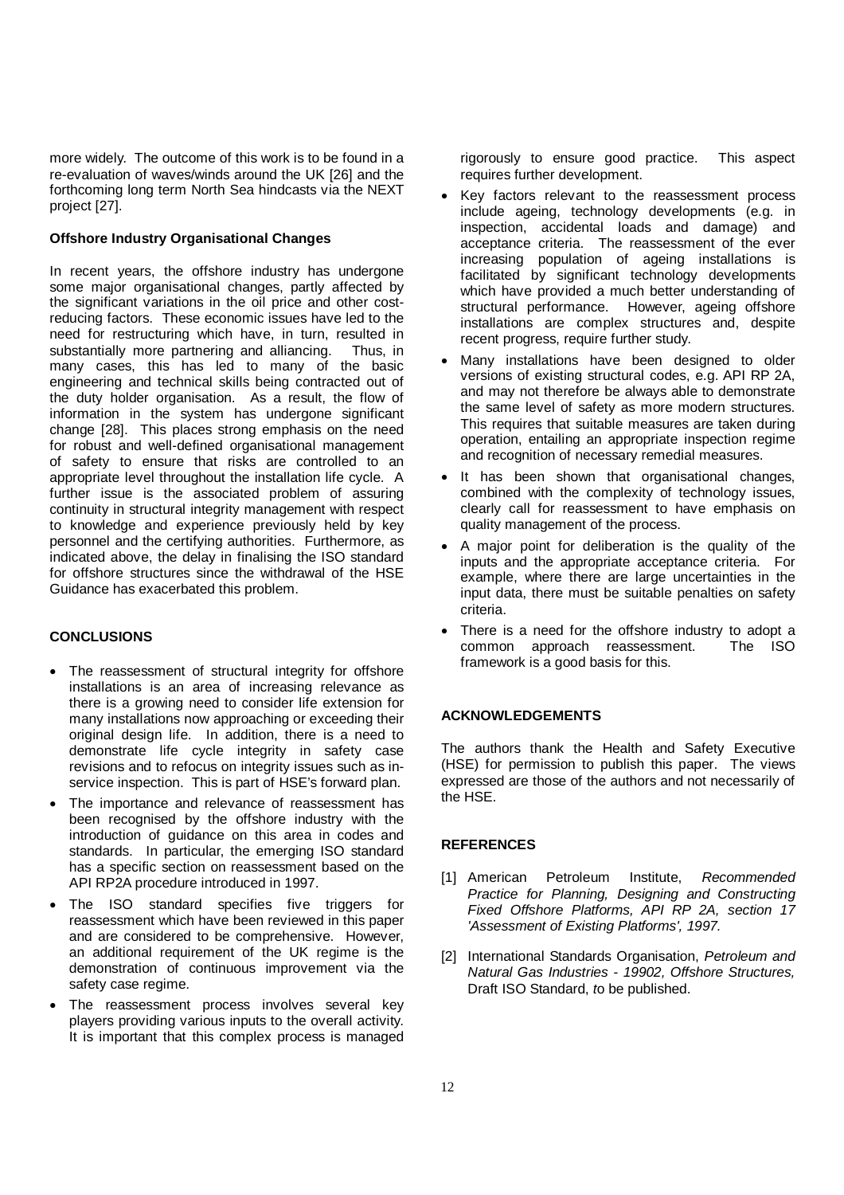more widely. The outcome of this work is to be found in a re-evaluation of waves/winds around the UK [26] and the forthcoming long term North Sea hindcasts via the NEXT project [27].

**Offshore Industry Organisational Changes**

In recent years, the offshore industry has undergone some major organisational changes, partly affected by the significant variations in the oil price and other cost-reducing factors. These economic issues have led to the need for restructuring which have, in turn, resulted in substantially more partnering and alliancing. Thus, in many cases, this has led to many of the basic engineering and technical skills being contracted out of the duty holder organisation. As a result, the flow of information in the system has undergone significant change [28]. This places strong emphasis on the need for robust and well-defined organisational management of safety to ensure that risks are controlled to an appropriate level throughout the installation life cycle. A further issue is the associated problem of assuring continuity in structural integrity management with respect to knowledge and experience previously held by key personnel and the certifying authorities. Furthermore, as indicated above, the delay in finalising the ISO standard for offshore structures since the withdrawal of the HSE Guidance has exacerbated this problem.

**CONCLUSIONS**

- The reassessment of structural integrity for offshore installations is an area of increasing relevance as there is a growing need to consider life extension for many installations now approaching or exceeding their original design life. In addition, there is a need to demonstrate life cycle integrity in safety case revisions and to refocus on integrity issues such as in-service inspection. This is part of HSE's forward plan.
- The importance and relevance of reassessment has been recognised by the offshore industry with the introduction of guidance on this area in codes and standards. In particular, the emerging ISO standard has a specific section on reassessment based on the API RP2A procedure introduced in 1997.
- The ISO standard specifies five triggers for reassessment which have been reviewed in this paper and are considered to be comprehensive. However, an additional requirement of the UK regime is the demonstration of continuous improvement via the safety case regime.
- The reassessment process involves several key players providing various inputs to the overall activity. It is important that this complex process is managed rigorously to ensure good practice. This aspect requires further development.
- Key factors relevant to the reassessment process include ageing, technology developments (e.g. in inspection, accidental loads and damage) and acceptance criteria. The reassessment of the ever increasing population of ageing installations is facilitated by significant technology developments which have provided a much better understanding of structural performance. However, ageing offshore installations are complex structures and, despite recent progress, require further study.
- Many installations have been designed to older versions of existing structural codes, e.g. API RP 2A, and may not therefore be always able to demonstrate the same level of safety as more modern structures. This requires that suitable measures are taken during operation, entailing an appropriate inspection regime and recognition of necessary remedial measures.
- It has been shown that organisational changes, combined with the complexity of technology issues, clearly call for reassessment to have emphasis on quality management of the process.
- A major point for deliberation is the quality of the inputs and the appropriate acceptance criteria. For example, where there are large uncertainties in the input data, there must be suitable penalties on safety criteria.
- There is a need for the offshore industry to adopt a common approach reassessment. The ISO framework is a good basis for this.

**ACKNOWLEDGEMENTS**

The authors thank the Health and Safety Executive (HSE) for permission to publish this paper. The views expressed are those of the authors and not necessarily of the HSE.

**REFERENCES**

[1] American Petroleum Institute, *Recommended Practice for Planning, Designing and Constructing Fixed Offshore Platforms, API RP 2A, section 17 'Assessment of Existing Platforms', 1997.*

[2] International Standards Organisation, *Petroleum and Natural Gas Industries - 19902, Offshore Structures,* Draft ISO Standard, *t*o be published.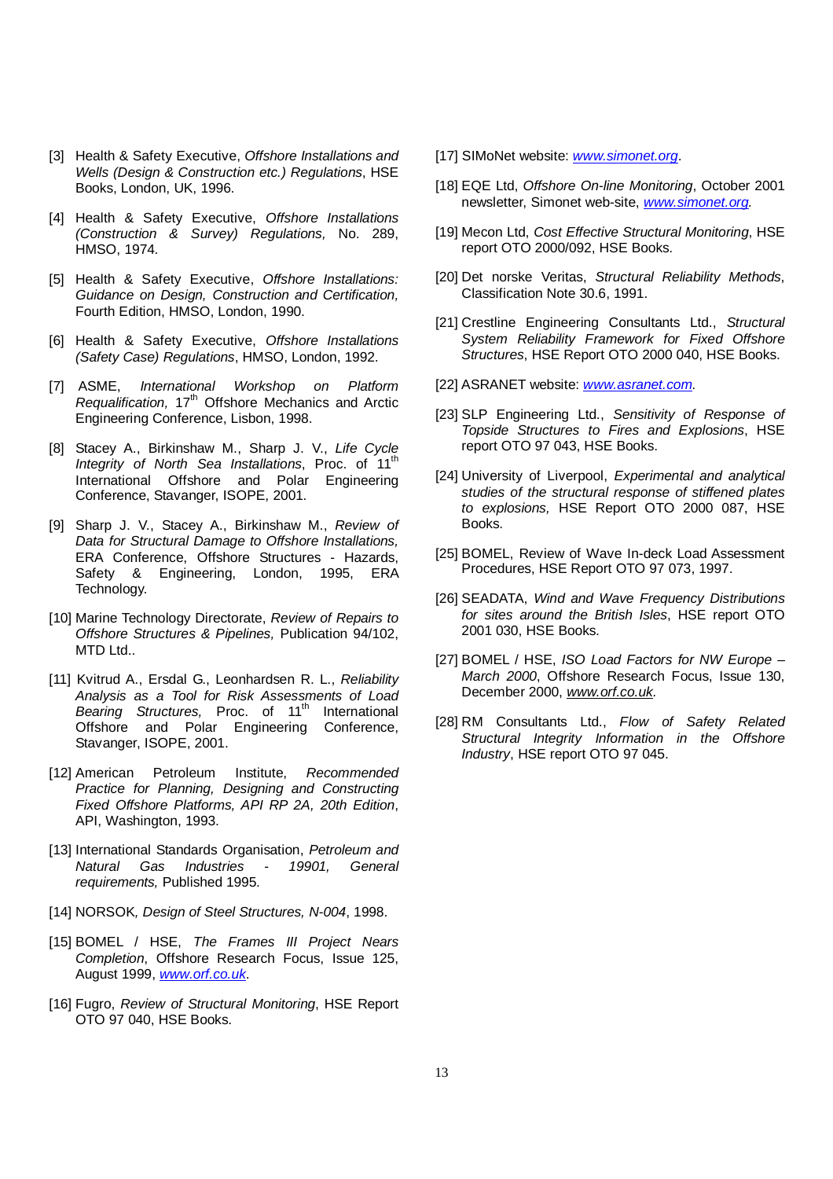[3] Health & Safety Executive, *Offshore Installations and Wells (Design & Construction etc.) Regulations*, HSE Books, London, UK, 1996.

[4] Health & Safety Executive, *Offshore Installations (Construction & Survey) Regulations,* No. 289, HMSO, 1974.

[5] Health & Safety Executive, *Offshore Installations: Guidance on Design, Construction and Certification,* Fourth Edition, HMSO, London, 1990.

[6] Health & Safety Executive, *Offshore Installations (Safety Case) Regulations*, HMSO, London, 1992.

[7] ASME, *International Workshop on Platform Requalification,* 17th Offshore Mechanics and Arctic Engineering Conference, Lisbon, 1998.

[8] Stacey A., Birkinshaw M., Sharp J. V., *Life Cycle Integrity of North Sea Installations*, Proc. of 11th International Offshore and Polar Engineering Conference, Stavanger, ISOPE, 2001.

[9] Sharp J. V., Stacey A., Birkinshaw M., *Review of Data for Structural Damage to Offshore Installations,* ERA Conference, Offshore Structures - Hazards, Safety & Engineering, London, 1995, ERA Technology.

[10] Marine Technology Directorate, *Review of Repairs to Offshore Structures & Pipelines,* Publication 94/102, MTD Ltd..

[11] Kvitrud A., Ersdal G., Leonhardsen R. L., *Reliability Analysis as a Tool for Risk Assessments of Load Bearing Structures,* Proc. of 11th International Offshore and Polar Engineering Conference, Stavanger, ISOPE, 2001.

[12] American Petroleum Institute, *Recommended Practice for Planning, Designing and Constructing Fixed Offshore Platforms, API RP 2A, 20th Edition*, API, Washington, 1993.

[13] International Standards Organisation, *Petroleum and Natural Gas Industries - 19901, General requirements,* Published 1995.

[14] NORSOK*, Design of Steel Structures, N-004*, 1998.

[15] BOMEL / HSE, *The Frames III Project Nears Completion*, Offshore Research Focus, Issue 125, August 1999, *www.orf.co.uk*.

[16] Fugro, *Review of Structural Monitoring*, HSE Report OTO 97 040, HSE Books.

[17] SIMoNet website: *www.simonet.org*.

[18] EQE Ltd, *Offshore On-line Monitoring*, October 2001 newsletter, Simonet web-site, *www.simonet.org.*

[19] Mecon Ltd, *Cost Effective Structural Monitoring*, HSE report OTO 2000/092, HSE Books.

[20] Det norske Veritas, *Structural Reliability Methods*, Classification Note 30.6, 1991.

[21] Crestline Engineering Consultants Ltd., *Structural System Reliability Framework for Fixed Offshore Structures*, HSE Report OTO 2000 040, HSE Books.

[22] ASRANET website: *www.asranet.com.*

[23] SLP Engineering Ltd., *Sensitivity of Response of Topside Structures to Fires and Explosions*, HSE report OTO 97 043, HSE Books.

[24] University of Liverpool, *Experimental and analytical studies of the structural response of stiffened plates to explosions,* HSE Report OTO 2000 087, HSE Books.

[25] BOMEL, Review of Wave In-deck Load Assessment Procedures, HSE Report OTO 97 073, 1997.

[26] SEADATA, *Wind and Wave Frequency Distributions for sites around the British Isles*, HSE report OTO 2001 030, HSE Books.

[27] BOMEL / HSE, *ISO Load Factors for NW Europe – March 2000*, Offshore Research Focus, Issue 130, December 2000, *www.orf.co.uk*.

[28] RM Consultants Ltd., *Flow of Safety Related Structural Integrity Information in the Offshore Industry*, HSE report OTO 97 045.